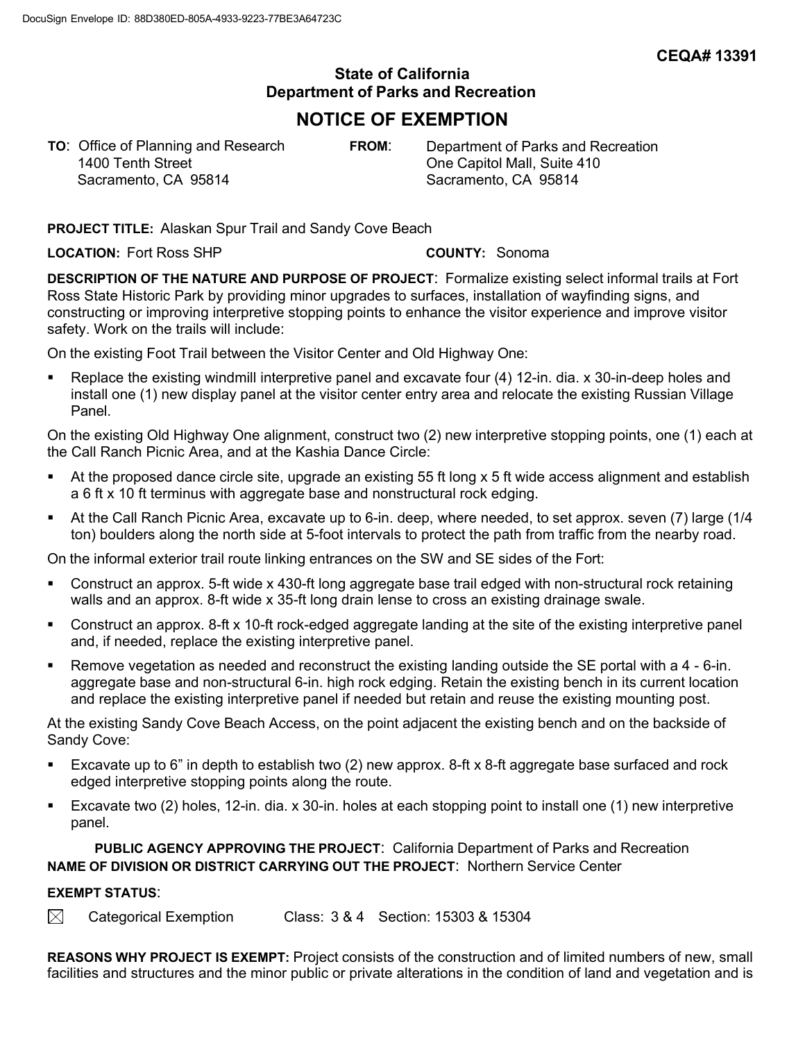DocuSign Envelope ID: 88D380ED-805A-4933-9223-77BE3A64723C

**CEQA# 13391**

**State of California**
**Department of Parks and Recreation**

# NOTICE OF EXEMPTION

**TO**: Office of Planning and Research
1400 Tenth Street
Sacramento, CA 95814

**FROM**: Department of Parks and Recreation
One Capitol Mall, Suite 410
Sacramento, CA 95814

**PROJECT TITLE:** Alaskan Spur Trail and Sandy Cove Beach

**LOCATION:** Fort Ross SHP

**COUNTY:** Sonoma

**DESCRIPTION OF THE NATURE AND PURPOSE OF PROJECT**: Formalize existing select informal trails at Fort Ross State Historic Park by providing minor upgrades to surfaces, installation of wayfinding signs, and constructing or improving interpretive stopping points to enhance the visitor experience and improve visitor safety. Work on the trails will include:

On the existing Foot Trail between the Visitor Center and Old Highway One:

- Replace the existing windmill interpretive panel and excavate four (4) 12-in. dia. x 30-in-deep holes and install one (1) new display panel at the visitor center entry area and relocate the existing Russian Village Panel.

On the existing Old Highway One alignment, construct two (2) new interpretive stopping points, one (1) each at the Call Ranch Picnic Area, and at the Kashia Dance Circle:

- At the proposed dance circle site, upgrade an existing 55 ft long x 5 ft wide access alignment and establish a 6 ft x 10 ft terminus with aggregate base and nonstructural rock edging.
- At the Call Ranch Picnic Area, excavate up to 6-in. deep, where needed, to set approx. seven (7) large (1/4 ton) boulders along the north side at 5-foot intervals to protect the path from traffic from the nearby road.

On the informal exterior trail route linking entrances on the SW and SE sides of the Fort:

- Construct an approx. 5-ft wide x 430-ft long aggregate base trail edged with non-structural rock retaining walls and an approx. 8-ft wide x 35-ft long drain lense to cross an existing drainage swale.
- Construct an approx. 8-ft x 10-ft rock-edged aggregate landing at the site of the existing interpretive panel and, if needed, replace the existing interpretive panel.
- Remove vegetation as needed and reconstruct the existing landing outside the SE portal with a 4 - 6-in. aggregate base and non-structural 6-in. high rock edging. Retain the existing bench in its current location and replace the existing interpretive panel if needed but retain and reuse the existing mounting post.

At the existing Sandy Cove Beach Access, on the point adjacent the existing bench and on the backside of Sandy Cove:

- Excavate up to 6" in depth to establish two (2) new approx. 8-ft x 8-ft aggregate base surfaced and rock edged interpretive stopping points along the route.
- Excavate two (2) holes, 12-in. dia. x 30-in. holes at each stopping point to install one (1) new interpretive panel.

**PUBLIC AGENCY APPROVING THE PROJECT**: California Department of Parks and Recreation
**NAME OF DIVISION OR DISTRICT CARRYING OUT THE PROJECT**: Northern Service Center

**EXEMPT STATUS**:

☒ Categorical Exemption Class: 3 & 4 Section: 15303 & 15304

**REASONS WHY PROJECT IS EXEMPT:** Project consists of the construction and of limited numbers of new, small facilities and structures and the minor public or private alterations in the condition of land and vegetation and is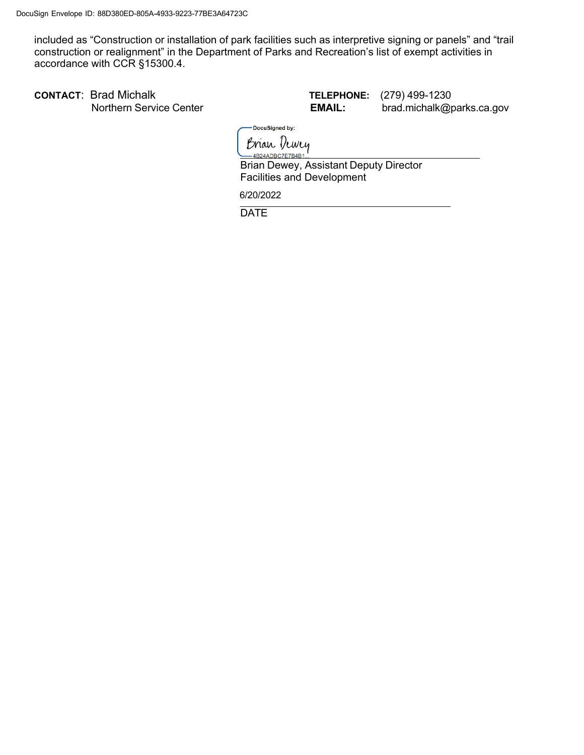included as "Construction or installation of park facilities such as interpretive signing or panels" and "trail construction or realignment" in the Department of Parks and Recreation's list of exempt activities in accordance with CCR §15300.4.

**CONTACT**: Brad Michalk
Northern Service Center

**TELEPHONE:** (279) 499-1230
**EMAIL:** brad.michalk@parks.ca.gov

DocuSigned by:
Brian Dewey
4B24ADBC7E7B4B1...

Brian Dewey, Assistant Deputy Director
Facilities and Development

6/20/2022

DATE